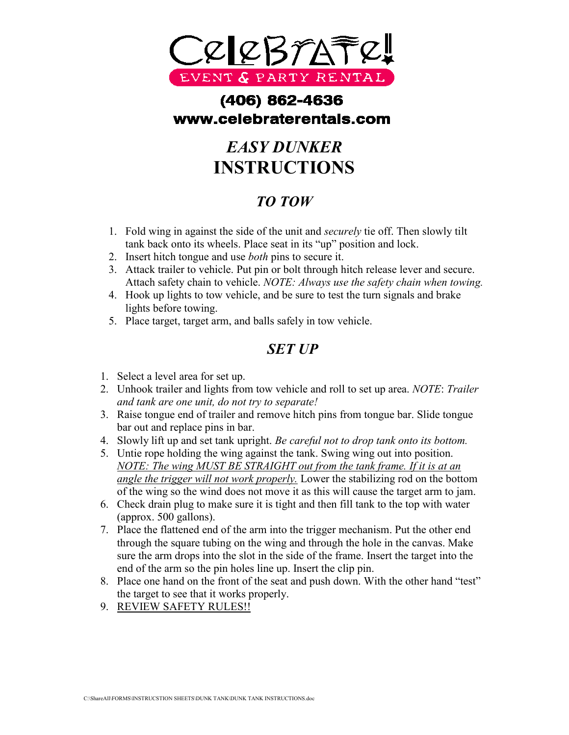# Celebrate! EVENT & PARTY RENTAL

**(406) 862-4636**
**www.celebraterentals.com**

# *EASY DUNKER* INSTRUCTIONS

## *TO TOW*

1. Fold wing in against the side of the unit and *securely* tie off. Then slowly tilt tank back onto its wheels. Place seat in its "up" position and lock.
2. Insert hitch tongue and use *both* pins to secure it.
3. Attack trailer to vehicle. Put pin or bolt through hitch release lever and secure. Attach safety chain to vehicle. *NOTE: Always use the safety chain when towing.*
4. Hook up lights to tow vehicle, and be sure to test the turn signals and brake lights before towing.
5. Place target, target arm, and balls safely in tow vehicle.

## *SET UP*

1. Select a level area for set up.
2. Unhook trailer and lights from tow vehicle and roll to set up area. *NOTE*: *Trailer and tank are one unit, do not try to separate!*
3. Raise tongue end of trailer and remove hitch pins from tongue bar. Slide tongue bar out and replace pins in bar.
4. Slowly lift up and set tank upright. *Be careful not to drop tank onto its bottom.*
5. Untie rope holding the wing against the tank. Swing wing out into position. <u>*NOTE: The wing MUST BE STRAIGHT out from the tank frame. If it is at an angle the trigger will not work properly.*</u> Lower the stabilizing rod on the bottom of the wing so the wind does not move it as this will cause the target arm to jam.
6. Check drain plug to make sure it is tight and then fill tank to the top with water (approx. 500 gallons).
7. Place the flattened end of the arm into the trigger mechanism. Put the other end through the square tubing on the wing and through the hole in the canvas. Make sure the arm drops into the slot in the side of the frame. Insert the target into the end of the arm so the pin holes line up. Insert the clip pin.
8. Place one hand on the front of the seat and push down. With the other hand "test" the target to see that it works properly.
9. <u>REVIEW SAFETY RULES!!</u>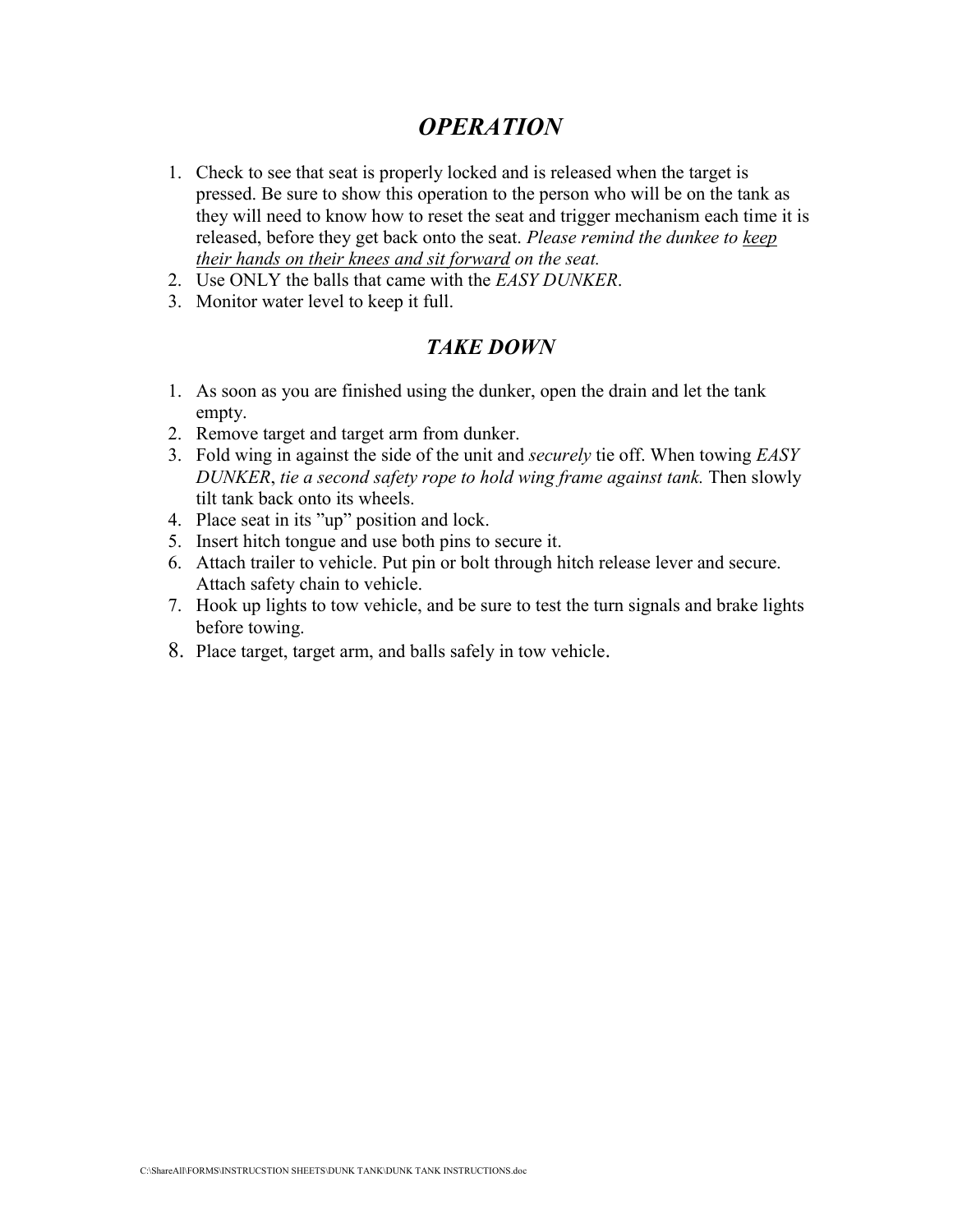## *OPERATION*

1. Check to see that seat is properly locked and is released when the target is pressed. Be sure to show this operation to the person who will be on the tank as they will need to know how to reset the seat and trigger mechanism each time it is released, before they get back onto the seat. *Please remind the dunkee to <u>keep their hands on their knees and sit forward</u> on the seat.*
2. Use ONLY the balls that came with the *EASY DUNKER*.
3. Monitor water level to keep it full.

## *TAKE DOWN*

1. As soon as you are finished using the dunker, open the drain and let the tank empty.
2. Remove target and target arm from dunker.
3. Fold wing in against the side of the unit and *securely* tie off. When towing *EASY DUNKER*, *tie a second safety rope to hold wing frame against tank.* Then slowly tilt tank back onto its wheels.
4. Place seat in its "up" position and lock.
5. Insert hitch tongue and use both pins to secure it.
6. Attach trailer to vehicle. Put pin or bolt through hitch release lever and secure. Attach safety chain to vehicle.
7. Hook up lights to tow vehicle, and be sure to test the turn signals and brake lights before towing.
8. Place target, target arm, and balls safely in tow vehicle.

C:\ShareAll\FORMS\INSTRUCSTION SHEETS\DUNK TANK\DUNK TANK INSTRUCTIONS.doc